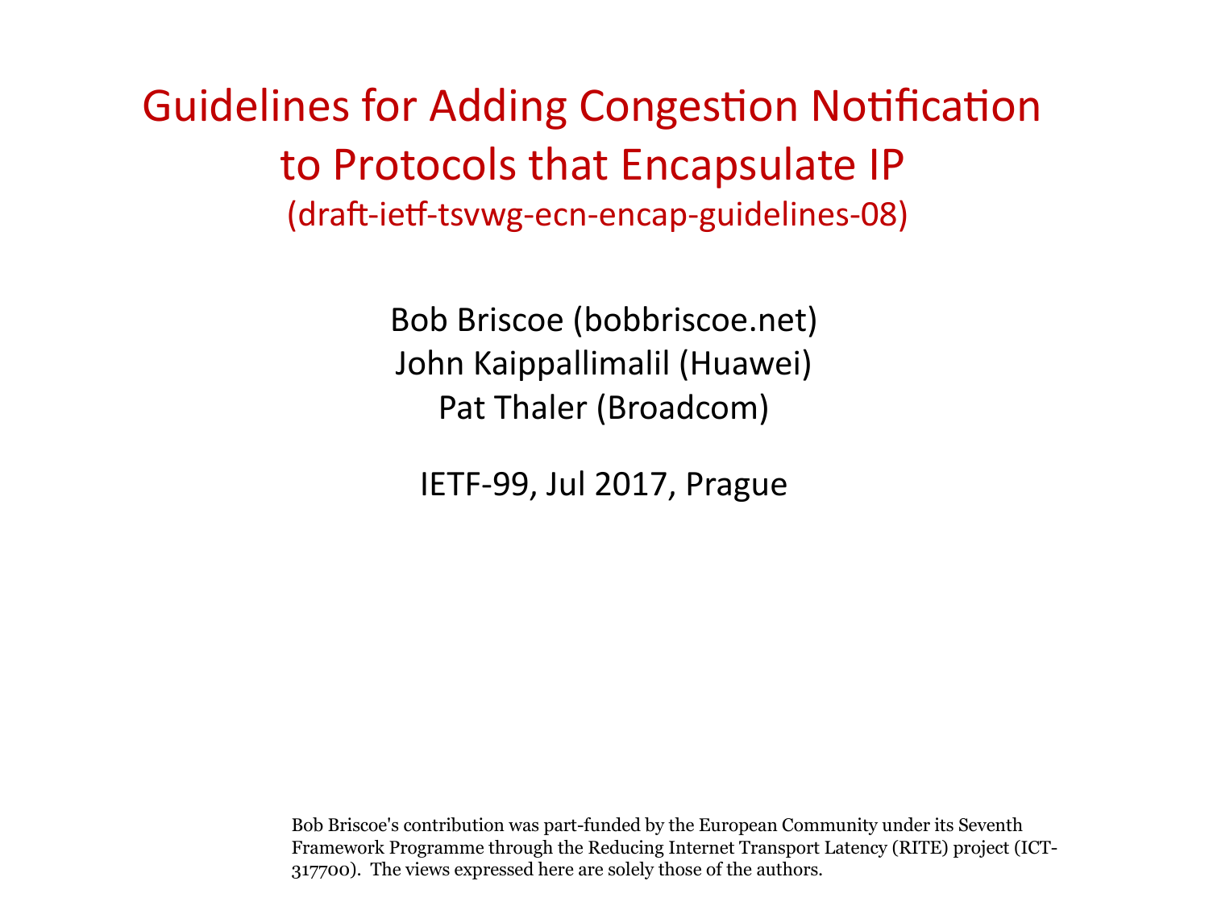# Guidelines for Adding Congestion Notification to Protocols that Encapsulate IP

(draft-ietf-tsvwg-ecn-encap-guidelines-08)

Bob Briscoe (bobbriscoe.net)
John Kaippallimalil (Huawei)
Pat Thaler (Broadcom)

IETF-99, Jul 2017, Prague

Bob Briscoe's contribution was part-funded by the European Community under its Seventh Framework Programme through the Reducing Internet Transport Latency (RITE) project (ICT-317700). The views expressed here are solely those of the authors.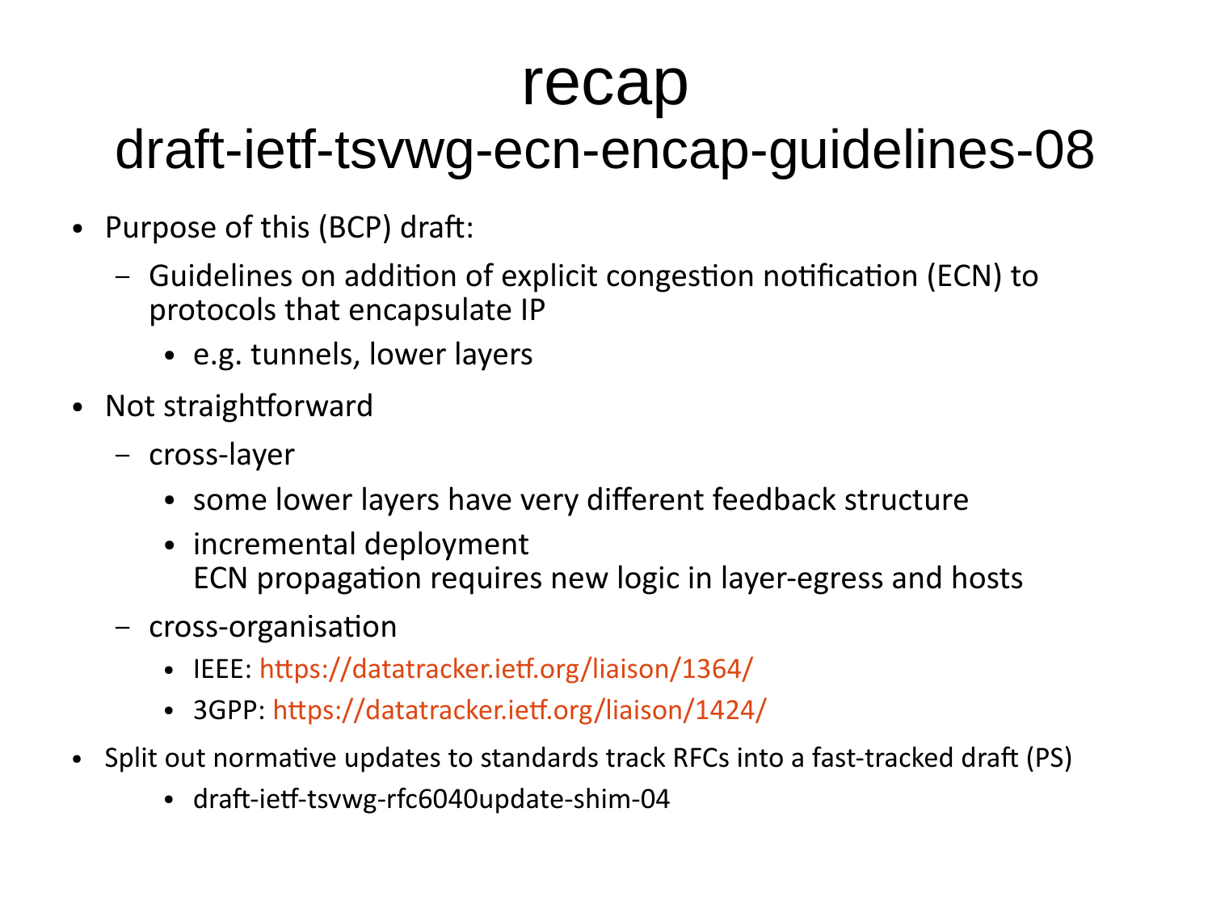# recap

## draft-ietf-tsvwg-ecn-encap-guidelines-08

- Purpose of this (BCP) draft:
  - Guidelines on addition of explicit congestion notification (ECN) to protocols that encapsulate IP
    - e.g. tunnels, lower layers
- Not straightforward
  - cross-layer
    - some lower layers have very different feedback structure
    - incremental deployment
      ECN propagation requires new logic in layer-egress and hosts
  - cross-organisation
    - IEEE: https://datatracker.ietf.org/liaison/1364/
    - 3GPP: https://datatracker.ietf.org/liaison/1424/
- Split out normative updates to standards track RFCs into a fast-tracked draft (PS)
  - draft-ietf-tsvwg-rfc6040update-shim-04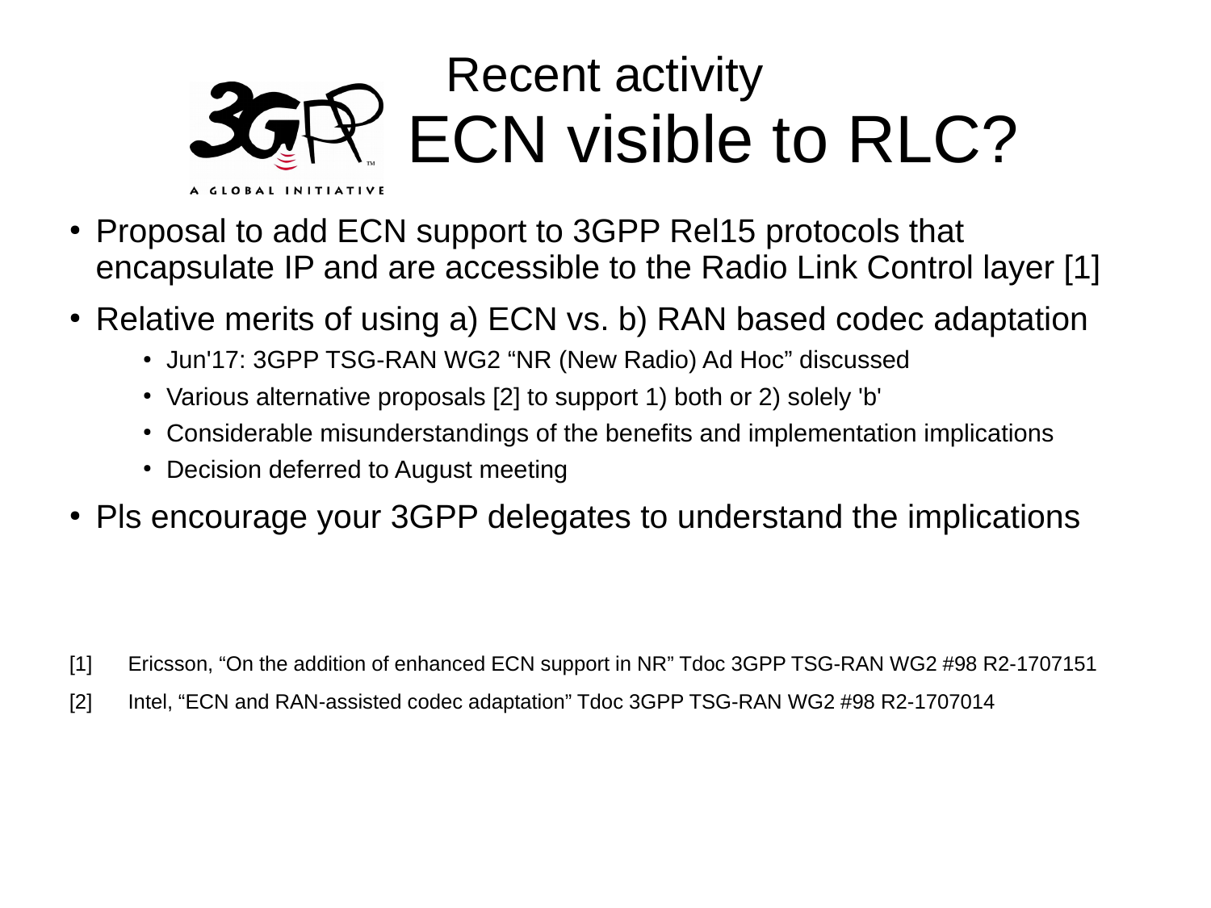# Recent activity
# ECN visible to RLC?

- Proposal to add ECN support to 3GPP Rel15 protocols that encapsulate IP and are accessible to the Radio Link Control layer [1]
- Relative merits of using a) ECN vs. b) RAN based codec adaptation
  - Jun'17: 3GPP TSG-RAN WG2 “NR (New Radio) Ad Hoc” discussed
  - Various alternative proposals [2] to support 1) both or 2) solely 'b'
  - Considerable misunderstandings of the benefits and implementation implications
  - Decision deferred to August meeting
- Pls encourage your 3GPP delegates to understand the implications

[1] Ericsson, “On the addition of enhanced ECN support in NR” Tdoc 3GPP TSG-RAN WG2 #98 R2-1707151

[2] Intel, “ECN and RAN-assisted codec adaptation” Tdoc 3GPP TSG-RAN WG2 #98 R2-1707014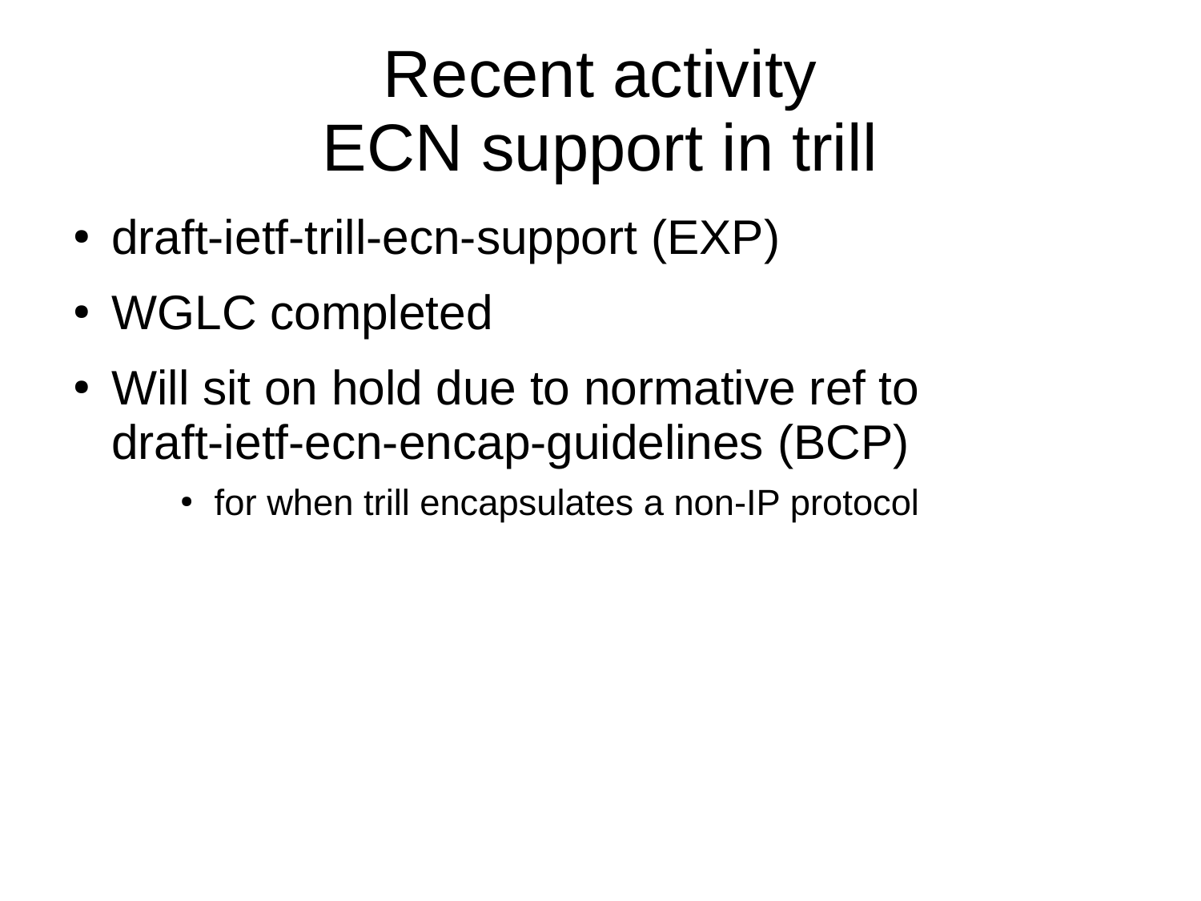# Recent activity
# ECN support in trill

- draft-ietf-trill-ecn-support (EXP)
- WGLC completed
- Will sit on hold due to normative ref to draft-ietf-ecn-encap-guidelines (BCP)
  - for when trill encapsulates a non-IP protocol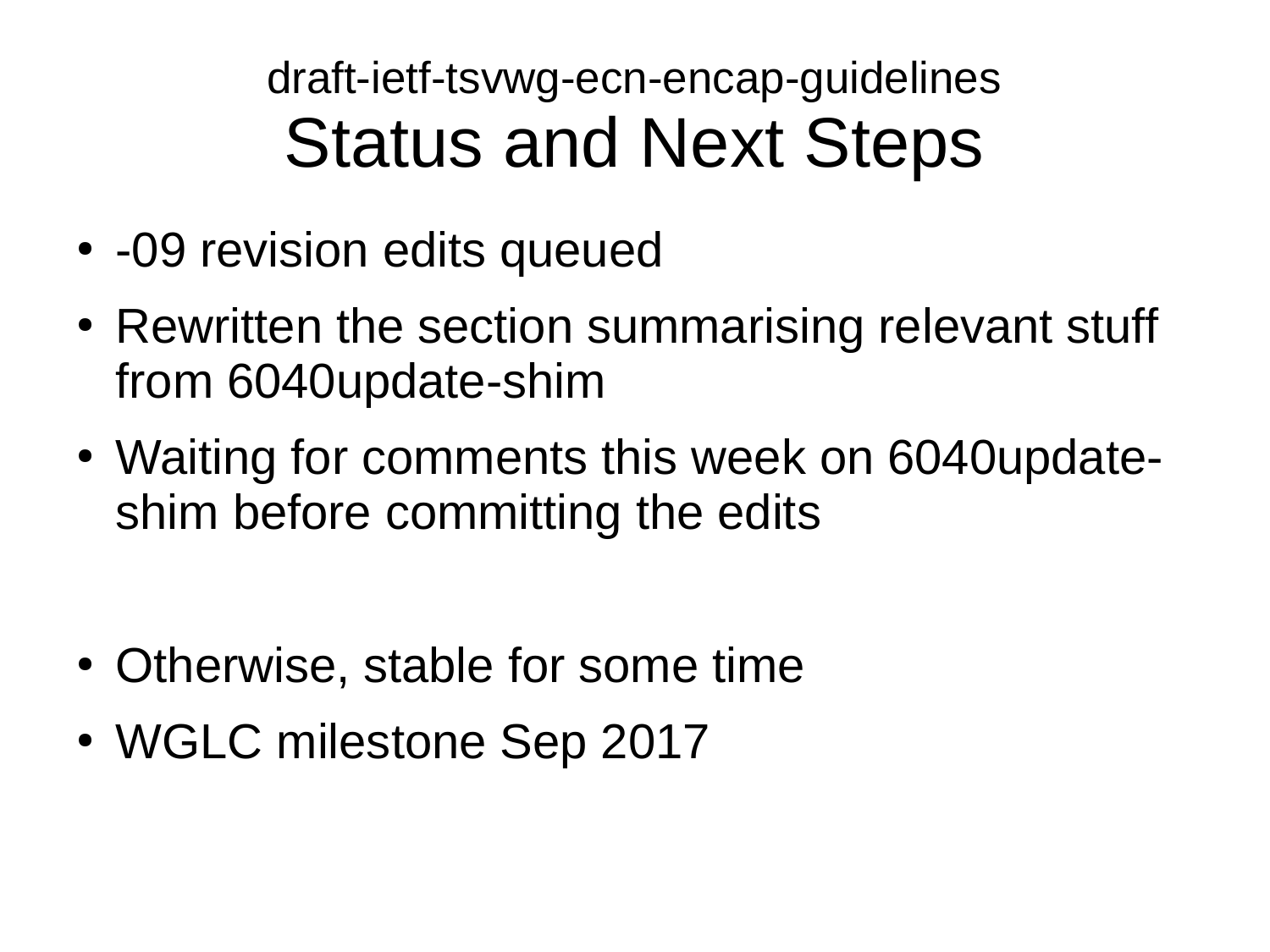# draft-ietf-tsvwg-ecn-encap-guidelines
# Status and Next Steps

- -09 revision edits queued
- Rewritten the section summarising relevant stuff from 6040update-shim
- Waiting for comments this week on 6040update-shim before committing the edits

- Otherwise, stable for some time
- WGLC milestone Sep 2017